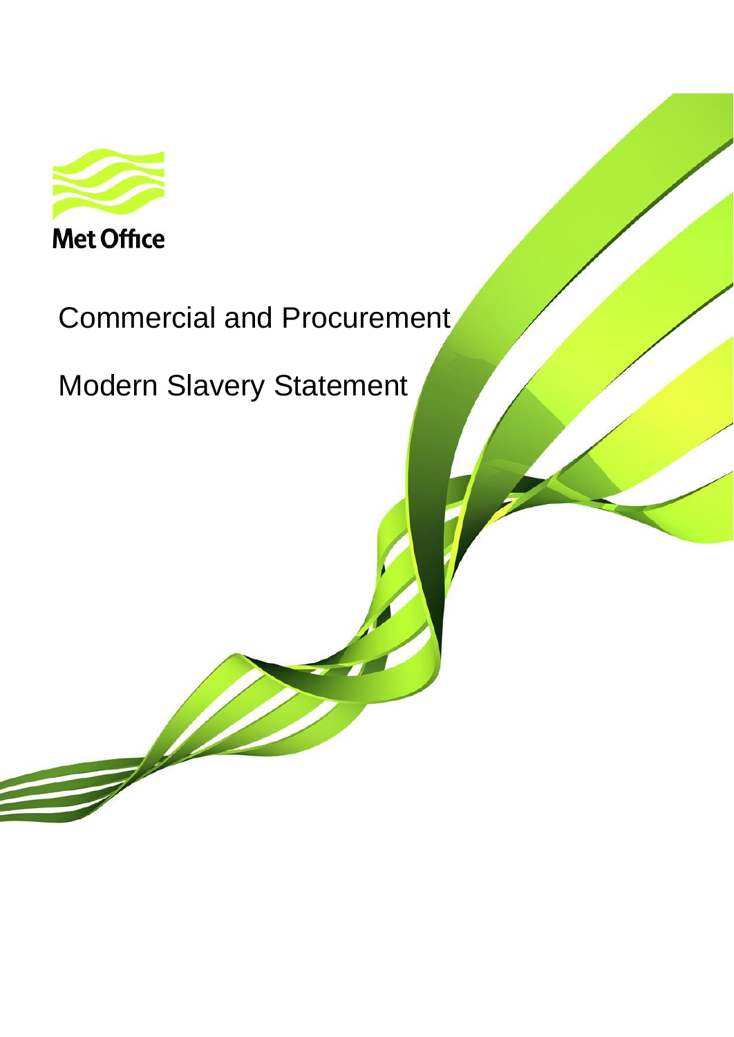Met Office

# Commercial and Procurement

# Modern Slavery Statement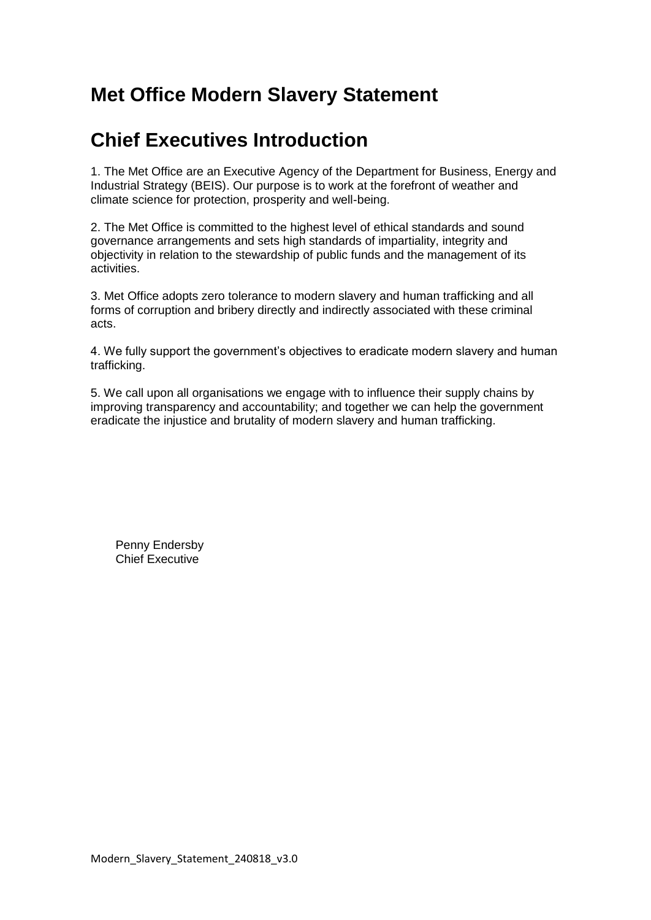# Met Office Modern Slavery Statement

# Chief Executives Introduction

1. The Met Office are an Executive Agency of the Department for Business, Energy and Industrial Strategy (BEIS). Our purpose is to work at the forefront of weather and climate science for protection, prosperity and well-being.

2. The Met Office is committed to the highest level of ethical standards and sound governance arrangements and sets high standards of impartiality, integrity and objectivity in relation to the stewardship of public funds and the management of its activities.

3. Met Office adopts zero tolerance to modern slavery and human trafficking and all forms of corruption and bribery directly and indirectly associated with these criminal acts.

4. We fully support the government's objectives to eradicate modern slavery and human trafficking.

5. We call upon all organisations we engage with to influence their supply chains by improving transparency and accountability; and together we can help the government eradicate the injustice and brutality of modern slavery and human trafficking.

Penny Endersby
Chief Executive

Modern_Slavery_Statement_240818_v3.0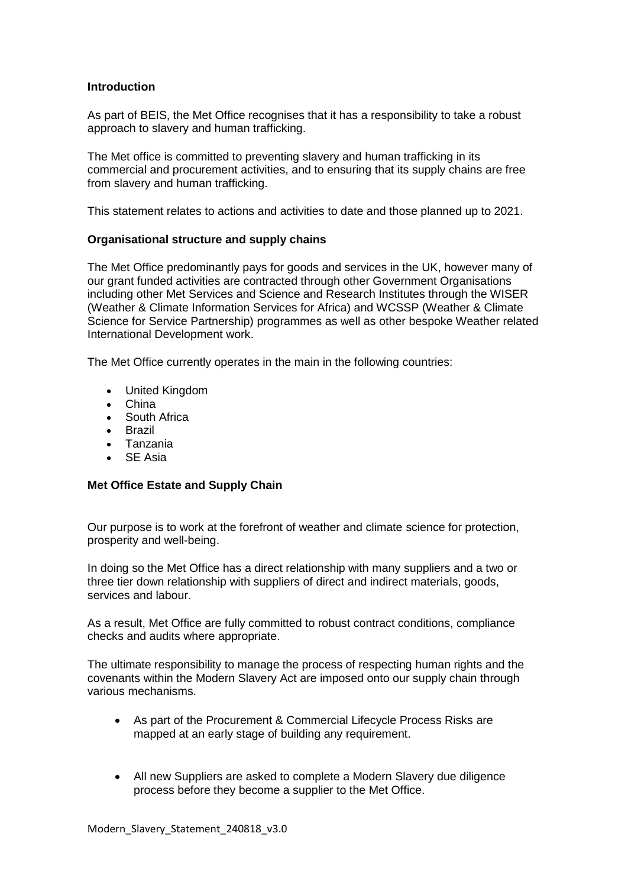## Introduction

As part of BEIS, the Met Office recognises that it has a responsibility to take a robust approach to slavery and human trafficking.

The Met office is committed to preventing slavery and human trafficking in its commercial and procurement activities, and to ensuring that its supply chains are free from slavery and human trafficking.

This statement relates to actions and activities to date and those planned up to 2021.

## Organisational structure and supply chains

The Met Office predominantly pays for goods and services in the UK, however many of our grant funded activities are contracted through other Government Organisations including other Met Services and Science and Research Institutes through the WISER (Weather & Climate Information Services for Africa) and WCSSP (Weather & Climate Science for Service Partnership) programmes as well as other bespoke Weather related International Development work.

The Met Office currently operates in the main in the following countries:

- United Kingdom
- China
- South Africa
- Brazil
- Tanzania
- SE Asia

## Met Office Estate and Supply Chain

Our purpose is to work at the forefront of weather and climate science for protection, prosperity and well-being.

In doing so the Met Office has a direct relationship with many suppliers and a two or three tier down relationship with suppliers of direct and indirect materials, goods, services and labour.

As a result, Met Office are fully committed to robust contract conditions, compliance checks and audits where appropriate.

The ultimate responsibility to manage the process of respecting human rights and the covenants within the Modern Slavery Act are imposed onto our supply chain through various mechanisms.

- As part of the Procurement & Commercial Lifecycle Process Risks are mapped at an early stage of building any requirement.
- All new Suppliers are asked to complete a Modern Slavery due diligence process before they become a supplier to the Met Office.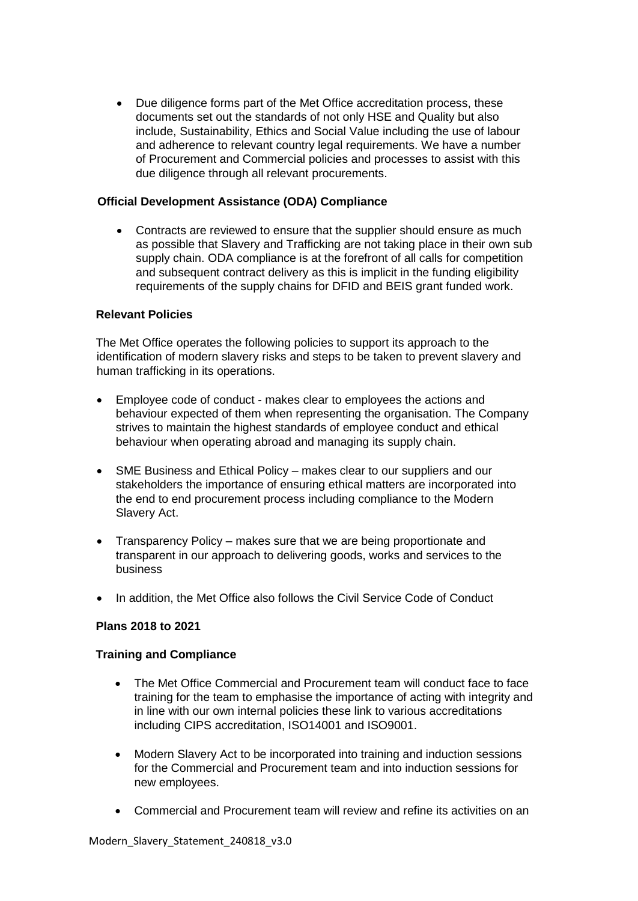- Due diligence forms part of the Met Office accreditation process, these documents set out the standards of not only HSE and Quality but also include, Sustainability, Ethics and Social Value including the use of labour and adherence to relevant country legal requirements. We have a number of Procurement and Commercial policies and processes to assist with this due diligence through all relevant procurements.

**Official Development Assistance (ODA) Compliance**

- Contracts are reviewed to ensure that the supplier should ensure as much as possible that Slavery and Trafficking are not taking place in their own sub supply chain. ODA compliance is at the forefront of all calls for competition and subsequent contract delivery as this is implicit in the funding eligibility requirements of the supply chains for DFID and BEIS grant funded work.

**Relevant Policies**

The Met Office operates the following policies to support its approach to the identification of modern slavery risks and steps to be taken to prevent slavery and human trafficking in its operations.

- Employee code of conduct - makes clear to employees the actions and behaviour expected of them when representing the organisation. The Company strives to maintain the highest standards of employee conduct and ethical behaviour when operating abroad and managing its supply chain.
- SME Business and Ethical Policy – makes clear to our suppliers and our stakeholders the importance of ensuring ethical matters are incorporated into the end to end procurement process including compliance to the Modern Slavery Act.
- Transparency Policy – makes sure that we are being proportionate and transparent in our approach to delivering goods, works and services to the business
- In addition, the Met Office also follows the Civil Service Code of Conduct

**Plans 2018 to 2021**

**Training and Compliance**

- The Met Office Commercial and Procurement team will conduct face to face training for the team to emphasise the importance of acting with integrity and in line with our own internal policies these link to various accreditations including CIPS accreditation, ISO14001 and ISO9001.
- Modern Slavery Act to be incorporated into training and induction sessions for the Commercial and Procurement team and into induction sessions for new employees.
- Commercial and Procurement team will review and refine its activities on an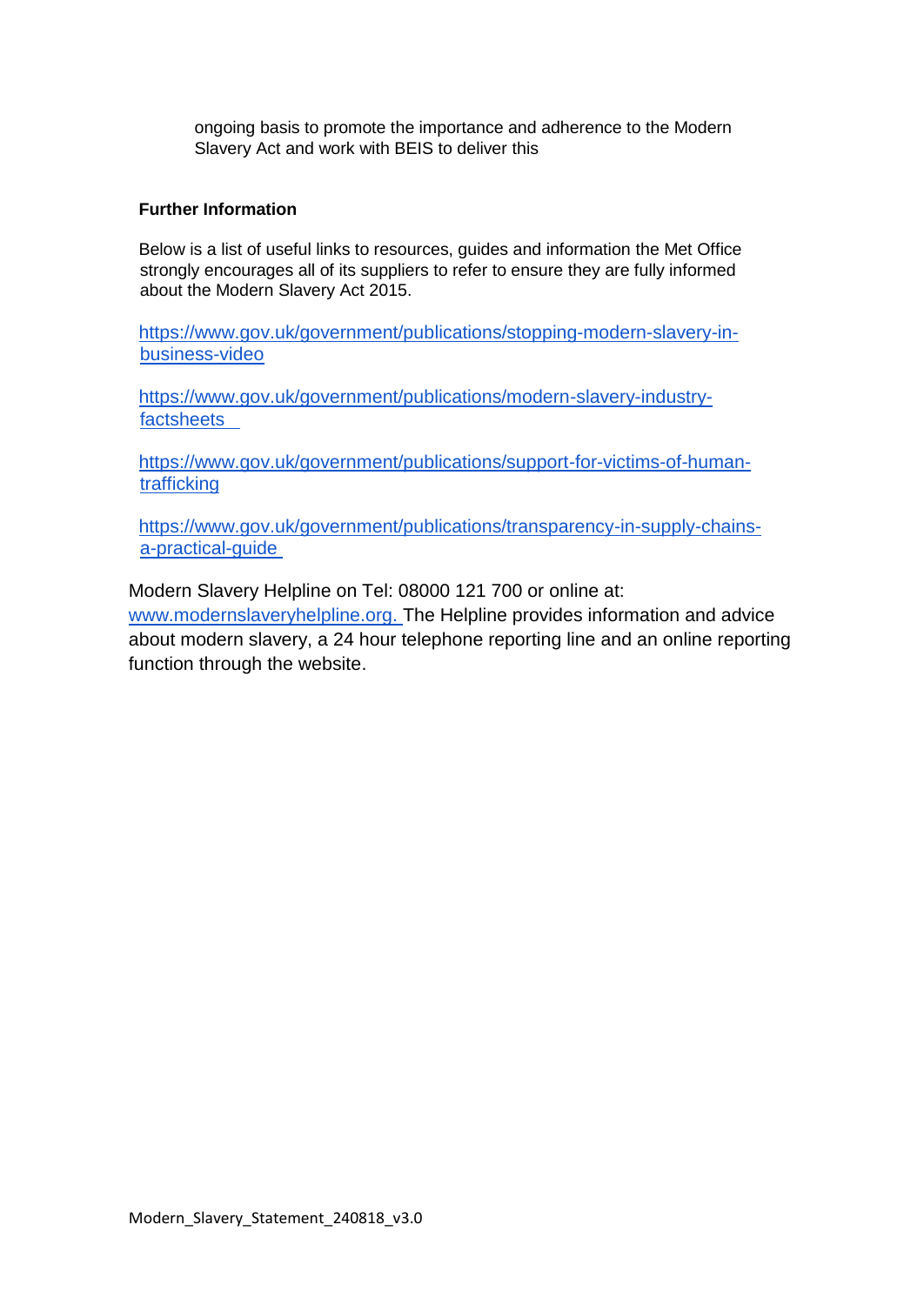ongoing basis to promote the importance and adherence to the Modern Slavery Act and work with BEIS to deliver this

**Further Information**

Below is a list of useful links to resources, guides and information the Met Office strongly encourages all of its suppliers to refer to ensure they are fully informed about the Modern Slavery Act 2015.

https://www.gov.uk/government/publications/stopping-modern-slavery-in-business-video

https://www.gov.uk/government/publications/modern-slavery-industry-factsheets

https://www.gov.uk/government/publications/support-for-victims-of-human-trafficking

https://www.gov.uk/government/publications/transparency-in-supply-chains-a-practical-guide

Modern Slavery Helpline on Tel: 08000 121 700 or online at: www.modernslaveryhelpline.org. The Helpline provides information and advice about modern slavery, a 24 hour telephone reporting line and an online reporting function through the website.

Modern_Slavery_Statement_240818_v3.0